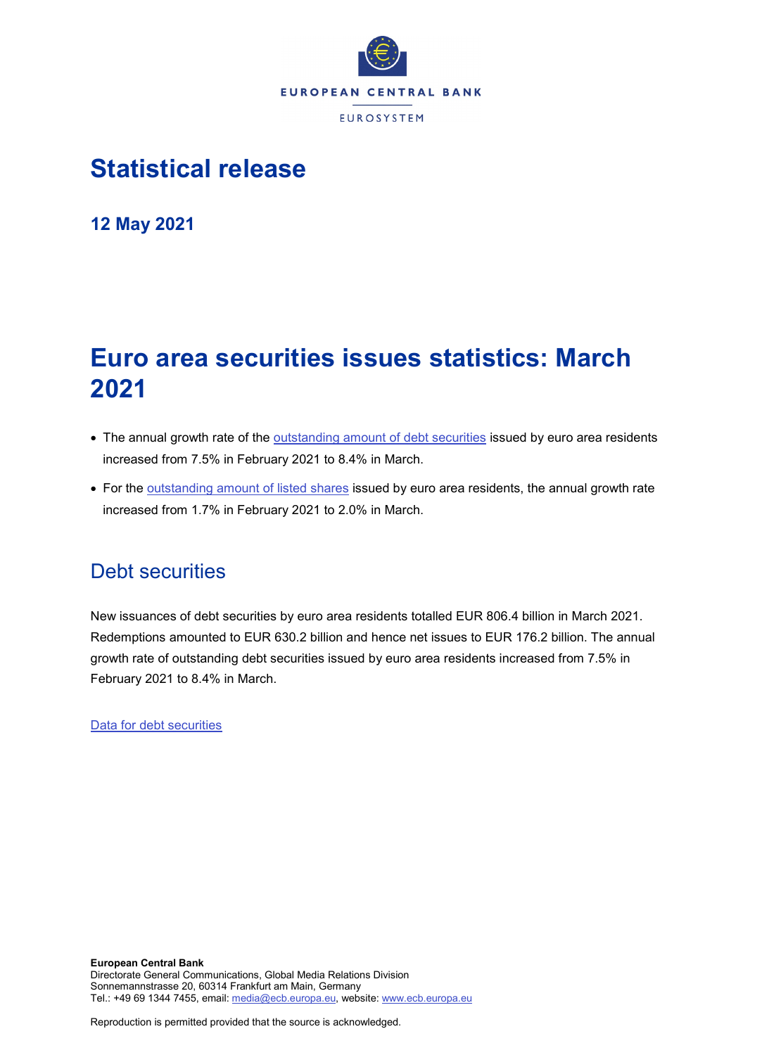EUROPEAN CENTRAL BANK

EUROSYSTEM

# Statistical release

**12 May 2021**

# Euro area securities issues statistics: March 2021

- The annual growth rate of the outstanding amount of debt securities issued by euro area residents increased from 7.5% in February 2021 to 8.4% in March.
- For the outstanding amount of listed shares issued by euro area residents, the annual growth rate increased from 1.7% in February 2021 to 2.0% in March.

## Debt securities

New issuances of debt securities by euro area residents totalled EUR 806.4 billion in March 2021. Redemptions amounted to EUR 630.2 billion and hence net issues to EUR 176.2 billion. The annual growth rate of outstanding debt securities issued by euro area residents increased from 7.5% in February 2021 to 8.4% in March.

Data for debt securities

**European Central Bank**
Directorate General Communications, Global Media Relations Division
Sonnemannstrasse 20, 60314 Frankfurt am Main, Germany
Tel.: +49 69 1344 7455, email: media@ecb.europa.eu, website: www.ecb.europa.eu

Reproduction is permitted provided that the source is acknowledged.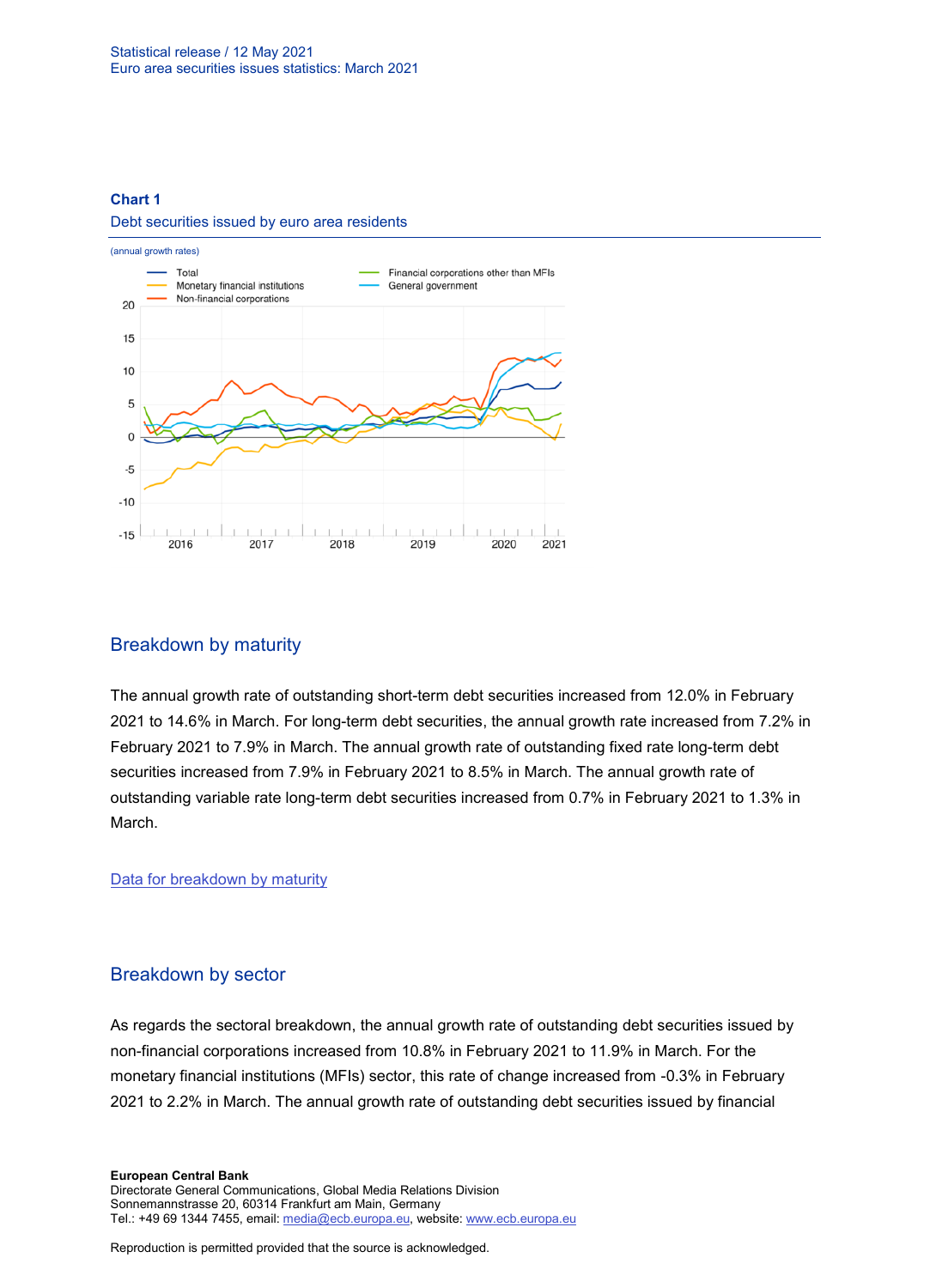**Chart 1**

Debt securities issued by euro area residents

(annual growth rates)

## Breakdown by maturity

The annual growth rate of outstanding short-term debt securities increased from 12.0% in February 2021 to 14.6% in March. For long-term debt securities, the annual growth rate increased from 7.2% in February 2021 to 7.9% in March. The annual growth rate of outstanding fixed rate long-term debt securities increased from 7.9% in February 2021 to 8.5% in March. The annual growth rate of outstanding variable rate long-term debt securities increased from 0.7% in February 2021 to 1.3% in March.

Data for breakdown by maturity

## Breakdown by sector

As regards the sectoral breakdown, the annual growth rate of outstanding debt securities issued by non-financial corporations increased from 10.8% in February 2021 to 11.9% in March. For the monetary financial institutions (MFIs) sector, this rate of change increased from -0.3% in February 2021 to 2.2% in March. The annual growth rate of outstanding debt securities issued by financial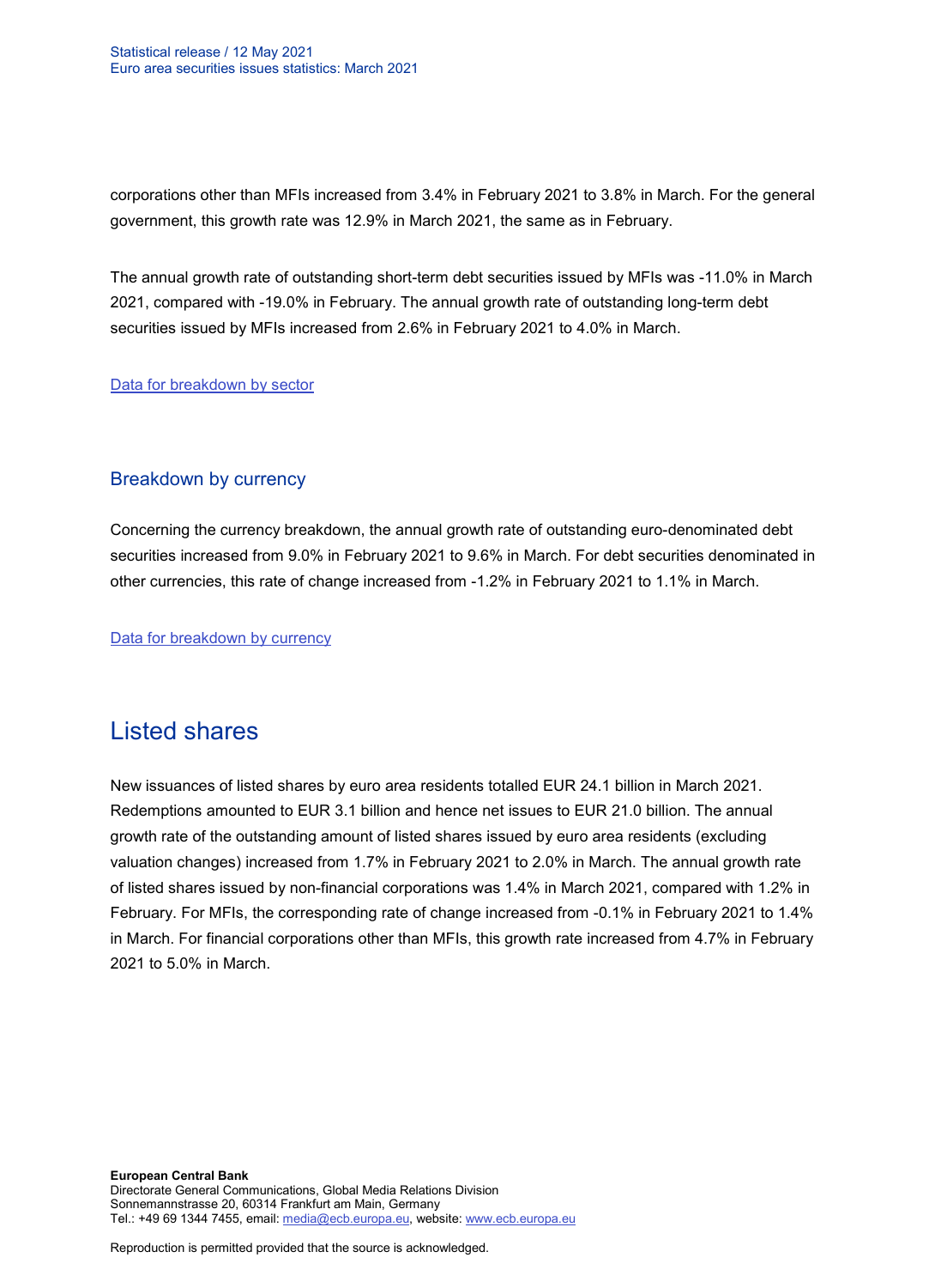corporations other than MFIs increased from 3.4% in February 2021 to 3.8% in March. For the general government, this growth rate was 12.9% in March 2021, the same as in February.

The annual growth rate of outstanding short-term debt securities issued by MFIs was -11.0% in March 2021, compared with -19.0% in February. The annual growth rate of outstanding long-term debt securities issued by MFIs increased from 2.6% in February 2021 to 4.0% in March.

Data for breakdown by sector

### Breakdown by currency

Concerning the currency breakdown, the annual growth rate of outstanding euro-denominated debt securities increased from 9.0% in February 2021 to 9.6% in March. For debt securities denominated in other currencies, this rate of change increased from -1.2% in February 2021 to 1.1% in March.

Data for breakdown by currency

## Listed shares

New issuances of listed shares by euro area residents totalled EUR 24.1 billion in March 2021. Redemptions amounted to EUR 3.1 billion and hence net issues to EUR 21.0 billion. The annual growth rate of the outstanding amount of listed shares issued by euro area residents (excluding valuation changes) increased from 1.7% in February 2021 to 2.0% in March. The annual growth rate of listed shares issued by non-financial corporations was 1.4% in March 2021, compared with 1.2% in February. For MFIs, the corresponding rate of change increased from -0.1% in February 2021 to 1.4% in March. For financial corporations other than MFIs, this growth rate increased from 4.7% in February 2021 to 5.0% in March.

**European Central Bank**
Directorate General Communications, Global Media Relations Division
Sonnemannstrasse 20, 60314 Frankfurt am Main, Germany
Tel.: +49 69 1344 7455, email: media@ecb.europa.eu, website: www.ecb.europa.eu

Reproduction is permitted provided that the source is acknowledged.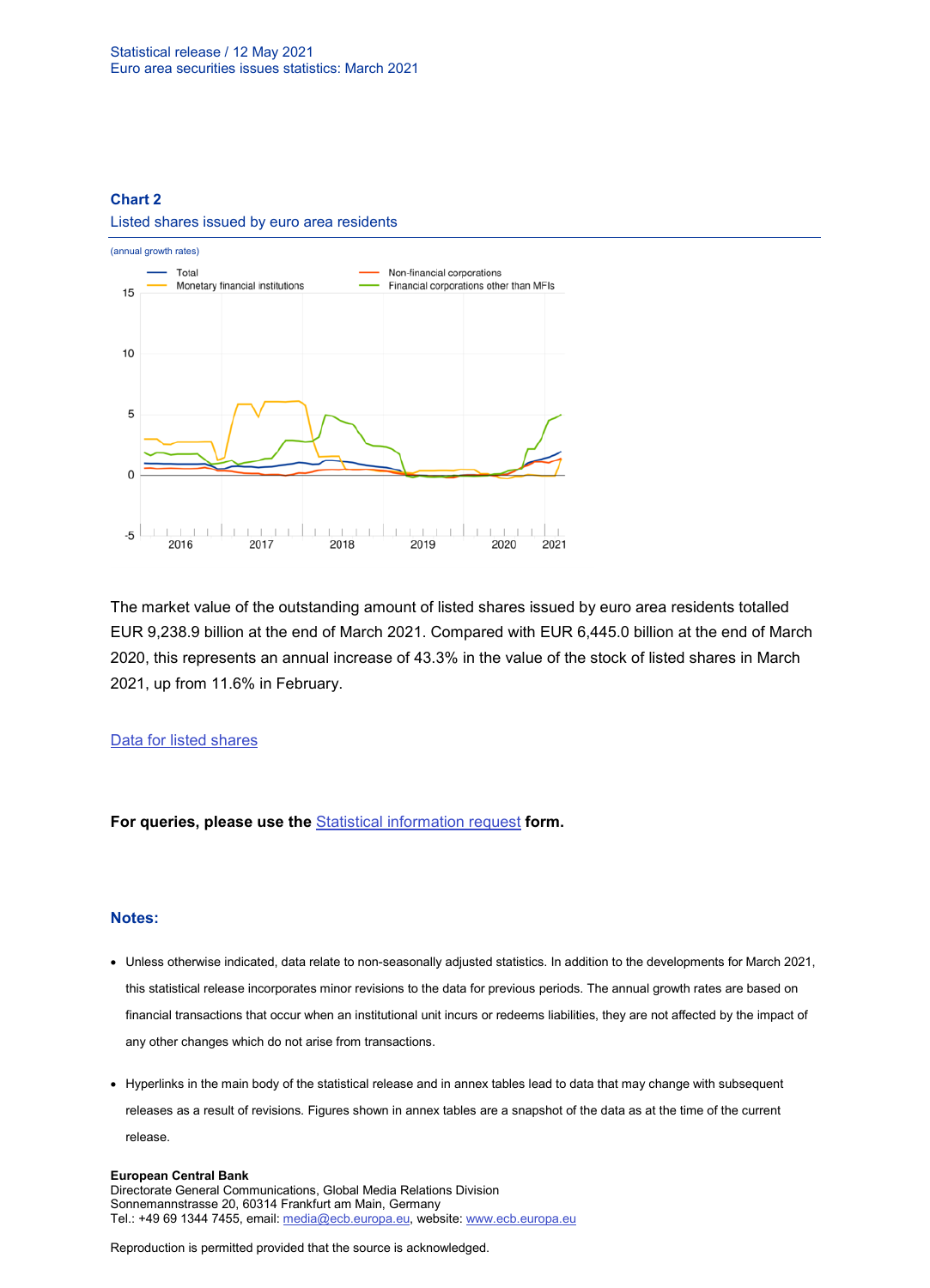**Chart 2**

Listed shares issued by euro area residents

(annual growth rates)

The market value of the outstanding amount of listed shares issued by euro area residents totalled EUR 9,238.9 billion at the end of March 2021. Compared with EUR 6,445.0 billion at the end of March 2020, this represents an annual increase of 43.3% in the value of the stock of listed shares in March 2021, up from 11.6% in February.

[Data for listed shares](#)

**For queries, please use the [Statistical information request](#) form.**

### Notes:

- Unless otherwise indicated, data relate to non-seasonally adjusted statistics. In addition to the developments for March 2021, this statistical release incorporates minor revisions to the data for previous periods. The annual growth rates are based on financial transactions that occur when an institutional unit incurs or redeems liabilities, they are not affected by the impact of any other changes which do not arise from transactions.
- Hyperlinks in the main body of the statistical release and in annex tables lead to data that may change with subsequent releases as a result of revisions. Figures shown in annex tables are a snapshot of the data as at the time of the current release.

**European Central Bank**
Directorate General Communications, Global Media Relations Division
Sonnemannstrasse 20, 60314 Frankfurt am Main, Germany
Tel.: +49 69 1344 7455, email: media@ecb.europa.eu, website: www.ecb.europa.eu

Reproduction is permitted provided that the source is acknowledged.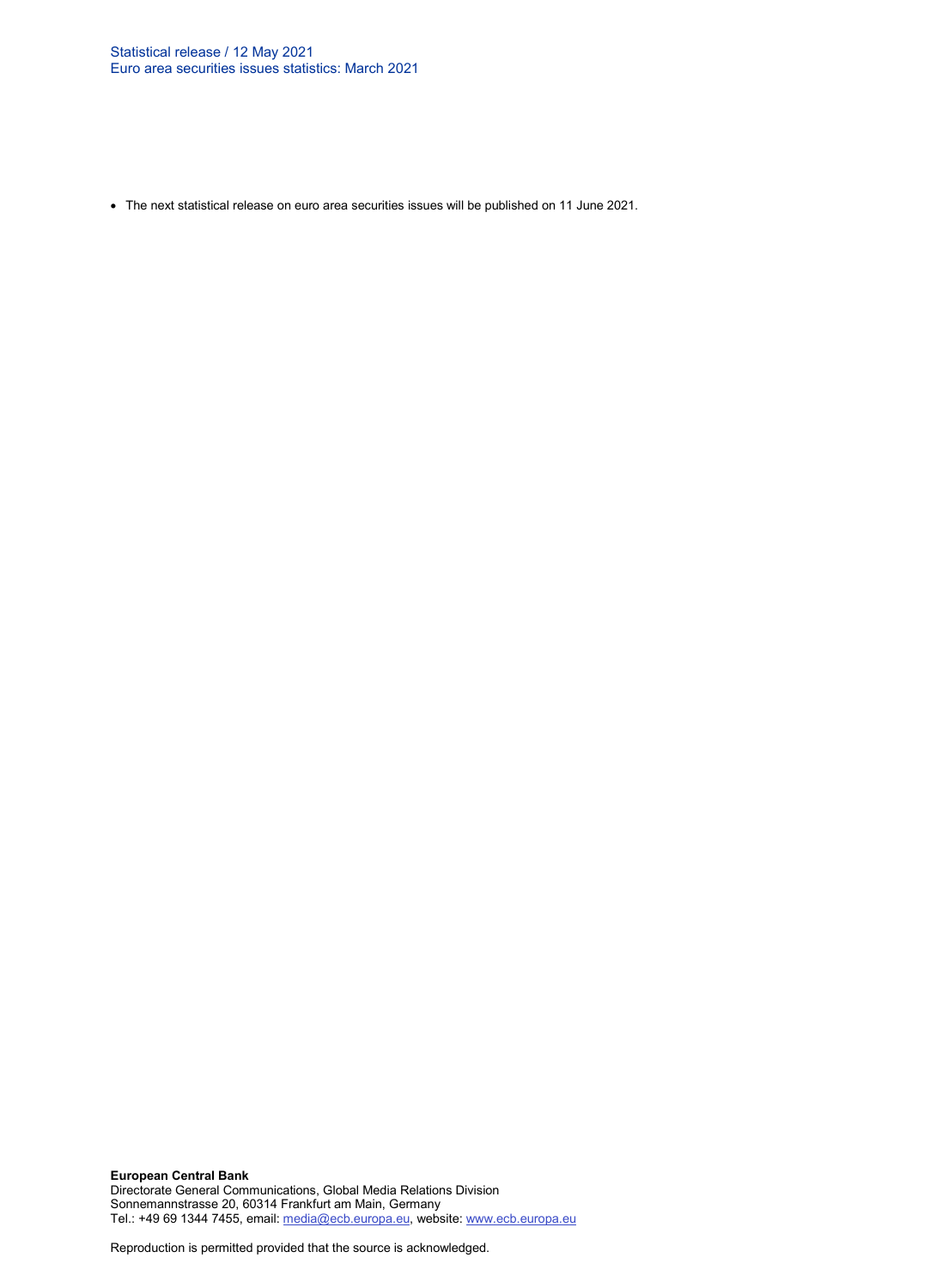- The next statistical release on euro area securities issues will be published on 11 June 2021.

**European Central Bank**
Directorate General Communications, Global Media Relations Division
Sonnemannstrasse 20, 60314 Frankfurt am Main, Germany
Tel.: +49 69 1344 7455, email: media@ecb.europa.eu, website: www.ecb.europa.eu

Reproduction is permitted provided that the source is acknowledged.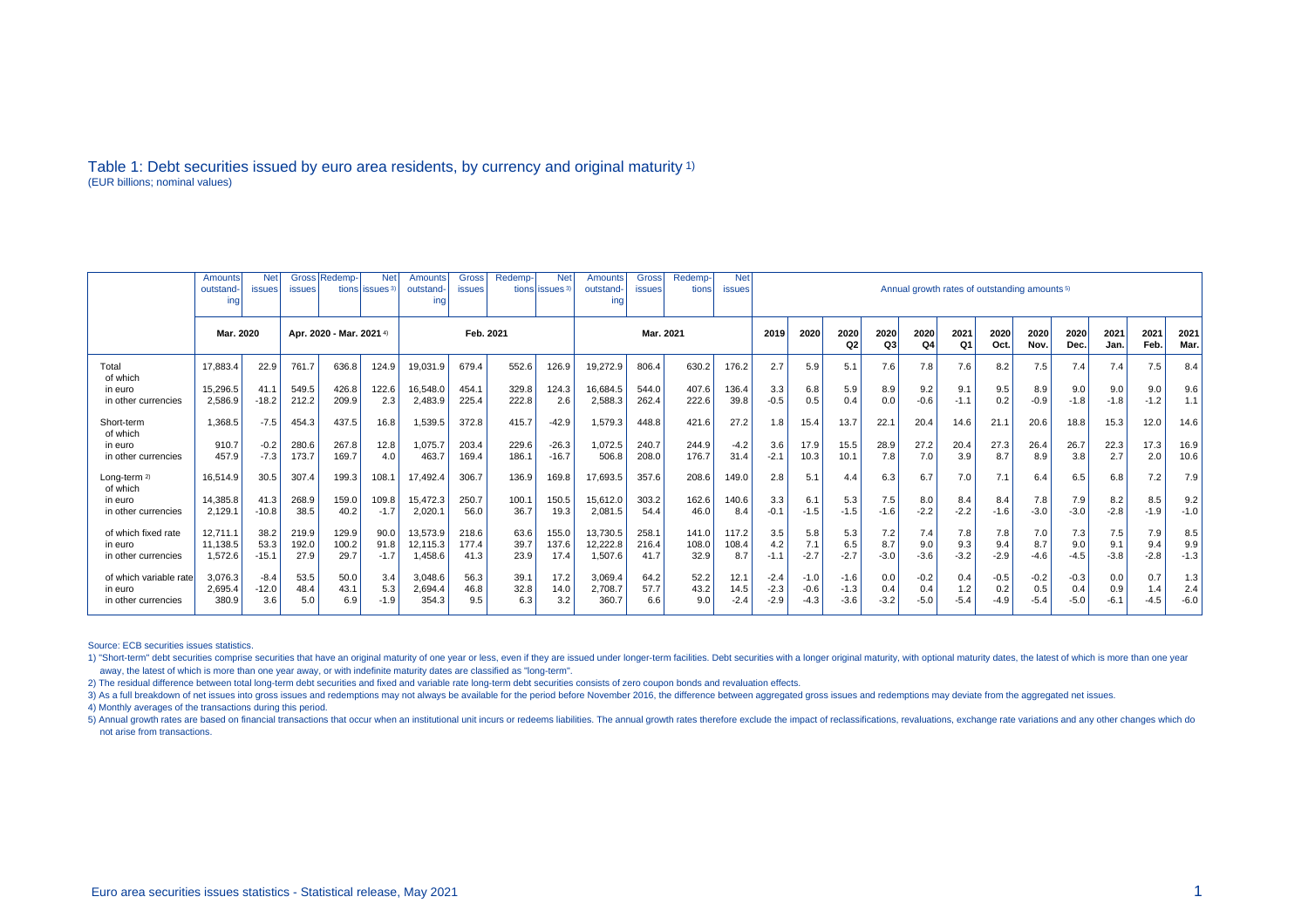# Table 1: Debt securities issued by euro area residents, by currency and original maturity [1)]

(EUR billions; nominal values)

| | Amounts outstanding | Net issues | Gross issues | Redemptions | Net issues [3)] | Amounts outstanding | Gross issues | Redemptions | Net issues [3)] | Amounts outstanding | Gross issues | Redemptions | Net issues | Annual growth rates of outstanding amounts [5)] | | | | | | | | | | | | |
|---|---|---|---|---|---|---|---|---|---|---|---|---|---|---|---|---|---|---|---|---|---|---|---|---|---|---|
| | Mar. 2020 | | Apr. 2020 - Mar. 2021 [4)] | | | Feb. 2021 | | | | Mar. 2021 | | | | 2019 | 2020 | 2020 Q2 | 2020 Q3 | 2020 Q4 | 2021 Q1 | 2020 Oct. | 2020 Nov. | 2020 Dec. | 2021 Jan. | 2021 Feb. | 2021 Mar. |
| Total | 17,883.4 | 22.9 | 761.7 | 636.8 | 124.9 | 19,031.9 | 679.4 | 552.6 | 126.9 | 19,272.9 | 806.4 | 630.2 | 176.2 | 2.7 | 5.9 | 5.1 | 7.6 | 7.8 | 7.6 | 8.2 | 7.5 | 7.4 | 7.4 | 7.5 | 8.4 |
| of which | | | | | | | | | | | | | | | | | | | | | | | | | |
| in euro | 15,296.5 | 41.1 | 549.5 | 426.8 | 122.6 | 16,548.0 | 454.1 | 329.8 | 124.3 | 16,684.5 | 544.0 | 407.6 | 136.4 | 3.3 | 6.8 | 5.9 | 8.9 | 9.2 | 9.1 | 9.5 | 8.9 | 9.0 | 9.0 | 9.0 | 9.6 |
| in other currencies | 2,586.9 | -18.2 | 212.2 | 209.9 | 2.3 | 2,483.9 | 225.4 | 222.8 | 2.6 | 2,588.3 | 262.4 | 222.6 | 39.8 | -0.5 | 0.5 | 0.4 | 0.0 | -0.6 | -1.1 | 0.2 | -0.9 | -1.8 | -1.8 | -1.2 | 1.1 |
| Short-term | 1,368.5 | -7.5 | 454.3 | 437.5 | 16.8 | 1,539.5 | 372.8 | 415.7 | -42.9 | 1,579.3 | 448.8 | 421.6 | 27.2 | 1.8 | 15.4 | 13.7 | 22.1 | 20.4 | 14.6 | 21.1 | 20.6 | 18.8 | 15.3 | 12.0 | 14.6 |
| of which | | | | | | | | | | | | | | | | | | | | | | | | | |
| in euro | 910.7 | -0.2 | 280.6 | 267.8 | 12.8 | 1,075.7 | 203.4 | 229.6 | -26.3 | 1,072.5 | 240.7 | 244.9 | -4.2 | 3.6 | 17.9 | 15.5 | 28.9 | 27.2 | 20.4 | 27.3 | 26.4 | 26.7 | 22.3 | 17.3 | 16.9 |
| in other currencies | 457.9 | -7.3 | 173.7 | 169.7 | 4.0 | 463.7 | 169.4 | 186.1 | -16.7 | 506.8 | 208.0 | 176.7 | 31.4 | -2.1 | 10.3 | 10.1 | 7.8 | 7.0 | 3.9 | 8.7 | 8.9 | 3.8 | 2.7 | 2.0 | 10.6 |
| Long-term [2)] | 16,514.9 | 30.5 | 307.4 | 199.3 | 108.1 | 17,492.4 | 306.7 | 136.9 | 169.8 | 17,693.5 | 357.6 | 208.6 | 149.0 | 2.8 | 5.1 | 4.4 | 6.3 | 6.7 | 7.0 | 7.1 | 6.4 | 6.5 | 6.8 | 7.2 | 7.9 |
| of which | | | | | | | | | | | | | | | | | | | | | | | | | |
| in euro | 14,385.8 | 41.3 | 268.9 | 159.0 | 109.8 | 15,472.3 | 250.7 | 100.1 | 150.5 | 15,612.0 | 303.2 | 162.6 | 140.6 | 3.3 | 6.1 | 5.3 | 7.5 | 8.0 | 8.4 | 8.4 | 7.8 | 7.9 | 8.2 | 8.5 | 9.2 |
| in other currencies | 2,129.1 | -10.8 | 38.5 | 40.2 | -1.7 | 2,020.1 | 56.0 | 36.7 | 19.3 | 2,081.5 | 54.4 | 46.0 | 8.4 | -0.1 | -1.5 | -1.5 | -1.6 | -2.2 | -2.2 | -1.6 | -3.0 | -3.0 | -2.8 | -1.9 | -1.0 |
| of which fixed rate | 12,711.1 | 38.2 | 219.9 | 129.9 | 90.0 | 13,573.9 | 218.6 | 63.6 | 155.0 | 13,730.5 | 258.1 | 141.0 | 117.2 | 3.5 | 5.8 | 5.3 | 7.2 | 7.4 | 7.8 | 7.8 | 7.0 | 7.3 | 7.5 | 7.9 | 8.5 |
| in euro | 11,138.5 | 53.3 | 192.0 | 100.2 | 91.8 | 12,115.3 | 177.4 | 39.7 | 137.6 | 12,222.8 | 216.4 | 108.0 | 108.4 | 4.2 | 7.1 | 6.5 | 8.7 | 9.0 | 9.3 | 9.4 | 8.7 | 9.0 | 9.1 | 9.4 | 9.9 |
| in other currencies | 1,572.6 | -15.1 | 27.9 | 29.7 | -1.7 | 1,458.6 | 41.3 | 23.9 | 17.4 | 1,507.6 | 41.7 | 32.9 | 8.7 | -1.1 | -2.7 | -2.7 | -3.0 | -3.6 | -3.2 | -2.9 | -4.6 | -4.5 | -3.8 | -2.8 | -1.3 |
| of which variable rate | 3,076.3 | -8.4 | 53.5 | 50.0 | 3.4 | 3,048.6 | 56.3 | 39.1 | 17.2 | 3,069.4 | 64.2 | 52.2 | 12.1 | -2.4 | -1.0 | -1.6 | 0.0 | -0.2 | 0.4 | -0.5 | -0.2 | -0.3 | 0.0 | 0.7 | 1.3 |
| in euro | 2,695.4 | -12.0 | 48.4 | 43.1 | 5.3 | 2,694.4 | 46.8 | 32.8 | 14.0 | 2,708.7 | 57.7 | 43.2 | 14.5 | -2.3 | -0.6 | -1.3 | 0.4 | 0.4 | 1.2 | 0.2 | 0.5 | 0.4 | 0.9 | 1.4 | 2.4 |
| in other currencies | 380.9 | 3.6 | 5.0 | 6.9 | -1.9 | 354.3 | 9.5 | 6.3 | 3.2 | 360.7 | 6.6 | 9.0 | -2.4 | -2.9 | -4.3 | -3.6 | -3.2 | -5.0 | -5.4 | -4.9 | -5.4 | -5.0 | -6.1 | -4.5 | -6.0 |

Source: ECB securities issues statistics.

1) "Short-term" debt securities comprise securities that have an original maturity of one year or less, even if they are issued under longer-term facilities. Debt securities with a longer original maturity, with optional maturity dates, the latest of which is more than one year away, the latest of which is more than one year away, or with indefinite maturity dates are classified as "long-term".

2) The residual difference between total long-term debt securities and fixed and variable rate long-term debt securities consists of zero coupon bonds and revaluation effects.

3) As a full breakdown of net issues into gross issues and redemptions may not always be available for the period before November 2016, the difference between aggregated gross issues and redemptions may deviate from the aggregated net issues.

4) Monthly averages of the transactions during this period.

5) Annual growth rates are based on financial transactions that occur when an institutional unit incurs or redeems liabilities. The annual growth rates therefore exclude the impact of reclassifications, revaluations, exchange rate variations and any other changes which do not arise from transactions.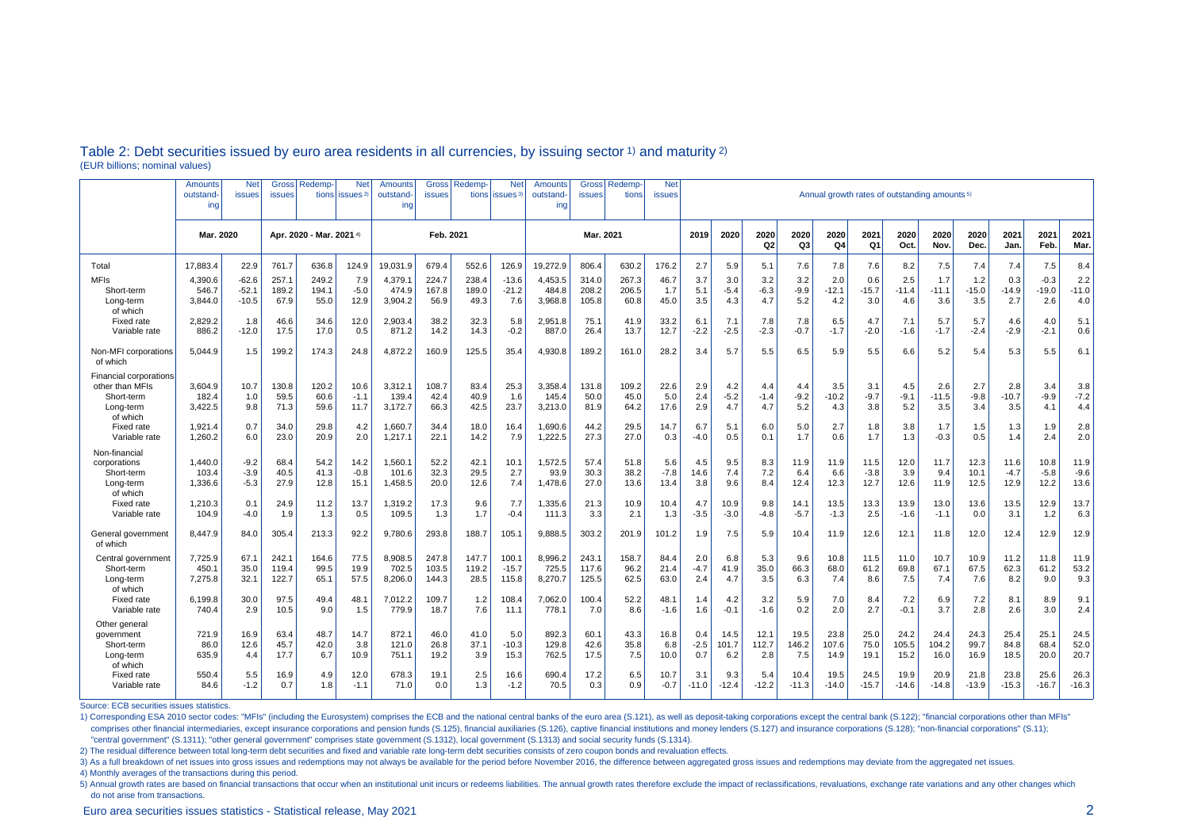## Table 2: Debt securities issued by euro area residents in all currencies, by issuing sector [1)] and maturity [2)]

(EUR billions; nominal values)

| | Amounts outstanding | Net issues | Gross issues | Redemptions | Net issues [3)] | Amounts outstanding | Gross issues | Redemptions | Net issues [3)] | Amounts outstanding | Gross issues | Redemptions | Net issues | Annual growth rates of outstanding amounts [5)] | | | | | | | | | | | | |
|---|---|---|---|---|---|---|---|---|---|---|---|---|---|---|---|---|---|---|---|---|---|---|---|---|---|---|
| | Mar. 2020 | | Apr. 2020 - Mar. 2021 [4)] | | | Feb. 2021 | | | | Mar. 2021 | | | | 2019 | 2020 | 2020 Q2 | 2020 Q3 | 2020 Q4 | 2021 Q1 | 2020 Oct. | 2020 Nov. | 2020 Dec. | 2021 Jan. | 2021 Feb. | 2021 Mar. |
| Total | 17,883.4 | 22.9 | 761.7 | 636.8 | 124.9 | 19,031.9 | 679.4 | 552.6 | 126.9 | 19,272.9 | 806.4 | 630.2 | 176.2 | 2.7 | 5.9 | 5.1 | 7.6 | 7.8 | 7.6 | 8.2 | 7.5 | 7.4 | 7.4 | 7.5 | 8.4 |
| MFIs | 4,390.6 | -62.6 | 257.1 | 249.2 | 7.9 | 4,379.1 | 224.7 | 238.4 | -13.6 | 4,453.5 | 314.0 | 267.3 | 46.7 | 3.7 | 3.0 | 3.2 | 3.2 | 2.0 | 0.6 | 2.5 | 1.7 | 1.2 | 0.3 | -0.3 | 2.2 |
| Short-term | 546.7 | -52.1 | 189.2 | 194.1 | -5.0 | 474.9 | 167.8 | 189.0 | -21.2 | 484.8 | 208.2 | 206.5 | 1.7 | 5.1 | -5.4 | -6.3 | -9.9 | -12.1 | -15.7 | -11.4 | -11.1 | -15.0 | -14.9 | -19.0 | -11.0 |
| Long-term | 3,844.0 | -10.5 | 67.9 | 55.0 | 12.9 | 3,904.2 | 56.9 | 49.3 | 7.6 | 3,968.8 | 105.8 | 60.8 | 45.0 | 3.5 | 4.3 | 4.7 | 5.2 | 4.2 | 3.0 | 4.6 | 3.6 | 3.5 | 2.7 | 2.6 | 4.0 |
| of which | | | | | | | | | | | | | | | | | | | | | | | | | |
| Fixed rate | 2,829.2 | 1.8 | 46.6 | 34.6 | 12.0 | 2,903.4 | 38.2 | 32.3 | 5.8 | 2,951.8 | 75.1 | 41.9 | 33.2 | 6.1 | 7.1 | 7.8 | 7.8 | 6.5 | 4.7 | 7.1 | 5.7 | 5.7 | 4.6 | 4.0 | 5.1 |
| Variable rate | 886.2 | -12.0 | 17.5 | 17.0 | 0.5 | 871.2 | 14.2 | 14.3 | -0.2 | 887.0 | 26.4 | 13.7 | 12.7 | -2.2 | -2.5 | -2.3 | -0.7 | -1.7 | -2.0 | -1.6 | -1.7 | -2.4 | -2.9 | -2.1 | 0.6 |
| Non-MFI corporations | 5,044.9 | 1.5 | 199.2 | 174.3 | 24.8 | 4,872.2 | 160.9 | 125.5 | 35.4 | 4,930.8 | 189.2 | 161.0 | 28.2 | 3.4 | 5.7 | 5.5 | 6.5 | 5.9 | 5.5 | 6.6 | 5.2 | 5.4 | 5.3 | 5.5 | 6.1 |
| of which | | | | | | | | | | | | | | | | | | | | | | | | | |
| Financial corporations other than MFIs | 3,604.9 | 10.7 | 130.8 | 120.2 | 10.6 | 3,312.1 | 108.7 | 83.4 | 25.3 | 3,358.4 | 131.8 | 109.2 | 22.6 | 2.9 | 4.2 | 4.4 | 4.4 | 3.5 | 3.1 | 4.5 | 2.6 | 2.7 | 2.8 | 3.4 | 3.8 |
| Short-term | 182.4 | 1.0 | 59.5 | 60.6 | -1.1 | 139.4 | 42.4 | 40.9 | 1.6 | 145.4 | 50.0 | 45.0 | 5.0 | 2.4 | -5.2 | -1.4 | -9.2 | -10.2 | -9.7 | -9.1 | -11.5 | -9.8 | -10.7 | -9.9 | -7.2 |
| Long-term | 3,422.5 | 9.8 | 71.3 | 59.6 | 11.7 | 3,172.7 | 66.3 | 42.5 | 23.7 | 3,213.0 | 81.9 | 64.2 | 17.6 | 2.9 | 4.7 | 4.7 | 5.2 | 4.3 | 3.8 | 5.2 | 3.5 | 3.4 | 3.5 | 4.1 | 4.4 |
| of which | | | | | | | | | | | | | | | | | | | | | | | | | |
| Fixed rate | 1,921.4 | 0.7 | 34.0 | 29.8 | 4.2 | 1,660.7 | 34.4 | 18.0 | 16.4 | 1,690.6 | 44.2 | 29.5 | 14.7 | 6.7 | 5.1 | 6.0 | 5.0 | 2.7 | 1.8 | 3.8 | 1.7 | 1.5 | 1.3 | 1.9 | 2.8 |
| Variable rate | 1,260.2 | 6.0 | 23.0 | 20.9 | 2.0 | 1,217.1 | 22.1 | 14.2 | 7.9 | 1,222.5 | 27.3 | 27.0 | 0.3 | -4.0 | 0.5 | 0.1 | 1.7 | 0.6 | 1.7 | 1.3 | -0.3 | 0.5 | 1.4 | 2.4 | 2.0 |
| Non-financial corporations | 1,440.0 | -9.2 | 68.4 | 54.2 | 14.2 | 1,560.1 | 52.2 | 42.1 | 10.1 | 1,572.5 | 57.4 | 51.8 | 5.6 | 4.5 | 9.5 | 8.3 | 11.9 | 11.9 | 11.5 | 12.0 | 11.7 | 12.3 | 11.6 | 10.8 | 11.9 |
| Short-term | 103.4 | -3.9 | 40.5 | 41.3 | -0.8 | 101.6 | 32.3 | 29.5 | 2.7 | 93.9 | 30.3 | 38.2 | -7.8 | 14.6 | 7.4 | 7.2 | 6.4 | 6.6 | -3.8 | 3.9 | 9.4 | 10.1 | -4.7 | -5.8 | -9.6 |
| Long-term | 1,336.6 | -5.3 | 27.9 | 12.8 | 15.1 | 1,458.5 | 20.0 | 12.6 | 7.4 | 1,478.6 | 27.0 | 13.6 | 13.4 | 3.8 | 9.6 | 8.4 | 12.4 | 12.3 | 12.7 | 12.6 | 11.9 | 12.5 | 12.9 | 12.2 | 13.6 |
| of which | | | | | | | | | | | | | | | | | | | | | | | | | |
| Fixed rate | 1,210.3 | 0.1 | 24.9 | 11.2 | 13.7 | 1,319.2 | 17.3 | 9.6 | 7.7 | 1,335.6 | 21.3 | 10.9 | 10.4 | 4.7 | 10.9 | 9.8 | 14.1 | 13.5 | 13.3 | 13.9 | 13.0 | 13.6 | 13.5 | 12.9 | 13.7 |
| Variable rate | 104.9 | -4.0 | 1.9 | 1.3 | 0.5 | 109.5 | 1.3 | 1.7 | -0.4 | 111.3 | 3.3 | 2.1 | 1.3 | -3.5 | -3.0 | -4.8 | -5.7 | -1.3 | 2.5 | -1.6 | -1.1 | 0.0 | 3.1 | 1.2 | 6.3 |
| General government | 8,447.9 | 84.0 | 305.4 | 213.3 | 92.2 | 9,780.6 | 293.8 | 188.7 | 105.1 | 9,888.5 | 303.2 | 201.9 | 101.2 | 1.9 | 7.5 | 5.9 | 10.4 | 11.9 | 12.6 | 12.1 | 11.8 | 12.0 | 12.4 | 12.9 | 12.9 |
| of which | | | | | | | | | | | | | | | | | | | | | | | | | |
| Central government | 7,725.9 | 67.1 | 242.1 | 164.6 | 77.5 | 8,908.5 | 247.8 | 147.7 | 100.1 | 8,996.2 | 243.1 | 158.7 | 84.4 | 2.0 | 6.8 | 5.3 | 9.6 | 10.8 | 11.5 | 11.0 | 10.7 | 10.9 | 11.2 | 11.8 | 11.9 |
| Short-term | 450.1 | 35.0 | 119.4 | 99.5 | 19.9 | 702.5 | 103.5 | 119.2 | -15.7 | 725.5 | 117.6 | 96.2 | 21.4 | -4.7 | 41.9 | 35.0 | 66.3 | 68.0 | 61.2 | 69.8 | 67.1 | 67.5 | 62.3 | 61.2 | 53.2 |
| Long-term | 7,275.8 | 32.1 | 122.7 | 65.1 | 57.5 | 8,206.0 | 144.3 | 28.5 | 115.8 | 8,270.7 | 125.5 | 62.5 | 63.0 | 2.4 | 4.7 | 3.5 | 6.3 | 7.4 | 8.6 | 7.5 | 7.4 | 7.6 | 8.2 | 9.0 | 9.3 |
| of which | | | | | | | | | | | | | | | | | | | | | | | | | |
| Fixed rate | 6,199.8 | 30.0 | 97.5 | 49.4 | 48.1 | 7,012.2 | 109.7 | 1.2 | 108.4 | 7,062.0 | 100.4 | 52.2 | 48.1 | 1.4 | 4.2 | 3.2 | 5.9 | 7.0 | 8.4 | 7.2 | 6.9 | 7.2 | 8.1 | 8.9 | 9.1 |
| Variable rate | 740.4 | 2.9 | 10.5 | 9.0 | 1.5 | 779.9 | 18.7 | 7.6 | 11.1 | 778.1 | 7.0 | 8.6 | -1.6 | 1.6 | -0.1 | -1.6 | 0.2 | 2.0 | 2.7 | -0.1 | 3.7 | 2.8 | 2.6 | 3.0 | 2.4 |
| Other general government | 721.9 | 16.9 | 63.4 | 48.7 | 14.7 | 872.1 | 46.0 | 41.0 | 5.0 | 892.3 | 60.1 | 43.3 | 16.8 | 0.4 | 14.5 | 12.1 | 19.5 | 23.8 | 25.0 | 24.2 | 24.4 | 24.3 | 25.4 | 25.1 | 24.5 |
| Short-term | 86.0 | 12.6 | 45.7 | 42.0 | 3.8 | 121.0 | 26.8 | 37.1 | -10.3 | 129.8 | 42.6 | 35.8 | 6.8 | -2.5 | 101.7 | 112.7 | 146.2 | 107.6 | 75.0 | 105.5 | 104.2 | 99.7 | 84.8 | 68.4 | 52.0 |
| Long-term | 635.9 | 4.4 | 17.7 | 6.7 | 10.9 | 751.1 | 19.2 | 3.9 | 15.3 | 762.5 | 17.5 | 7.5 | 10.0 | 0.7 | 6.2 | 2.8 | 7.5 | 14.9 | 19.1 | 15.2 | 16.0 | 16.9 | 18.5 | 20.0 | 20.7 |
| of which | | | | | | | | | | | | | | | | | | | | | | | | | |
| Fixed rate | 550.4 | 5.5 | 16.9 | 4.9 | 12.0 | 678.3 | 19.1 | 2.5 | 16.6 | 690.4 | 17.2 | 6.5 | 10.7 | 3.1 | 9.3 | 5.4 | 10.4 | 19.5 | 24.5 | 19.9 | 20.9 | 21.8 | 23.8 | 25.6 | 26.3 |
| Variable rate | 84.6 | -1.2 | 0.7 | 1.8 | -1.1 | 71.0 | 0.0 | 1.3 | -1.2 | 70.5 | 0.3 | 0.9 | -0.7 | -11.0 | -12.4 | -12.2 | -11.3 | -14.0 | -15.7 | -14.6 | -14.8 | -13.9 | -15.3 | -16.7 | -16.3 |

Source: ECB securities issues statistics.

1) Corresponding ESA 2010 sector codes: "MFIs" (including the Eurosystem) comprises the ECB and the national central banks of the euro area (S.121), as well as deposit-taking corporations except the central bank (S.122); "financial corporations other than MFIs" comprises other financial intermediaries, except insurance corporations and pension funds (S.125), financial auxiliaries (S.126), captive financial institutions and money lenders (S.127) and insurance corporations (S.128); "non-financial corporations" (S.11); "central government" (S.1311); "other general government" comprises state government (S.1312), local government (S.1313) and social security funds (S.1314).

2) The residual difference between total long-term debt securities and fixed and variable rate long-term debt securities consists of zero coupon bonds and revaluation effects.

3) As a full breakdown of net issues into gross issues and redemptions may not always be available for the period before November 2016, the difference between aggregated gross issues and redemptions may deviate from the aggregated net issues.

4) Monthly averages of the transactions during this period.

5) Annual growth rates are based on financial transactions that occur when an institutional unit incurs or redeems liabilities. The annual growth rates therefore exclude the impact of reclassifications, revaluations, exchange rate variations and any other changes which do not arise from transactions.

Euro area securities issues statistics - Statistical release, May 2021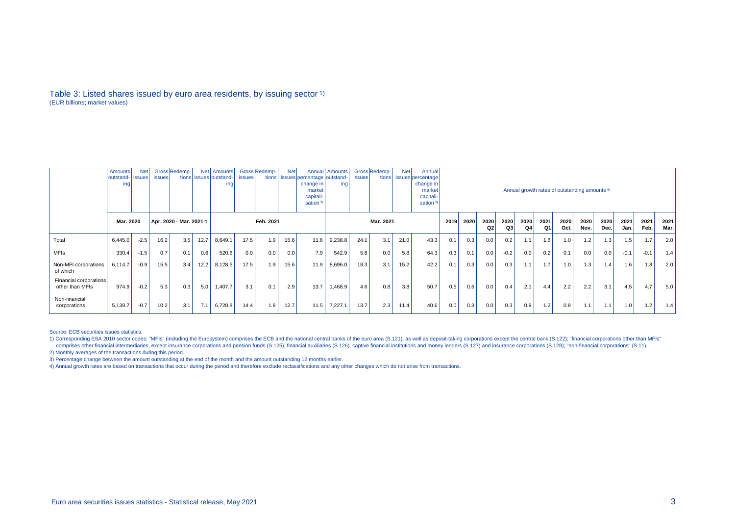# Table 3: Listed shares issued by euro area residents, by issuing sector 1)

(EUR billions; market values)

| | Amounts outstanding | Net issues | Gross issues | Redemptions | Net issues | Amounts outstanding | Gross issues | Redemptions | Net issues | Annual percentage change in market capitalisation 3) | Amounts outstanding | Gross issues | Redemptions | Net issues | Annual percentage change in market capitalisation 3) | Annual growth rates of outstanding amounts 4) | | | | | | | | | | | |
|---|---|---|---|---|---|---|---|---|---|---|---|---|---|---|---|---|---|---|---|---|---|---|---|---|---|---|---|
| | Mar. 2020 | | Apr. 2020 - Mar. 2021 2) | | | Feb. 2021 | | | | | Mar. 2021 | | | | | 2019 | 2020 | 2020 Q2 | 2020 Q3 | 2020 Q4 | 2021 Q1 | 2020 Oct. | 2020 Nov. | 2020 Dec. | 2021 Jan. | 2021 Feb. | 2021 Mar. |
| Total | 6,445.0 | -2.5 | 16.2 | 3.5 | 12.7 | 8,649.1 | 17.5 | 1.9 | 15.6 | 11.6 | 9,238.8 | 24.1 | 3.1 | 21.0 | 43.3 | 0.1 | 0.3 | 0.0 | 0.2 | 1.1 | 1.6 | 1.0 | 1.2 | 1.3 | 1.5 | 1.7 | 2.0 |
| MFIs | 330.4 | -1.5 | 0.7 | 0.1 | 0.6 | 520.6 | 0.0 | 0.0 | 0.0 | 7.9 | 542.9 | 5.8 | 0.0 | 5.8 | 64.3 | 0.3 | 0.1 | 0.0 | -0.2 | 0.0 | 0.2 | 0.1 | 0.0 | 0.0 | -0.1 | -0.1 | 1.4 |
| Non-MFI corporations of which | 6,114.7 | -0.9 | 15.5 | 3.4 | 12.2 | 8,128.5 | 17.5 | 1.9 | 15.6 | 11.9 | 8,696.0 | 18.3 | 3.1 | 15.2 | 42.2 | 0.1 | 0.3 | 0.0 | 0.3 | 1.1 | 1.7 | 1.0 | 1.3 | 1.4 | 1.6 | 1.8 | 2.0 |
| Financial corporations other than MFIs | 974.9 | -0.2 | 5.3 | 0.3 | 5.0 | 1,407.7 | 3.1 | 0.1 | 2.9 | 13.7 | 1,468.9 | 4.6 | 0.8 | 3.8 | 50.7 | 0.5 | 0.6 | 0.0 | 0.4 | 2.1 | 4.4 | 2.2 | 2.2 | 3.1 | 4.5 | 4.7 | 5.0 |
| Non-financial corporations | 5,139.7 | -0.7 | 10.2 | 3.1 | 7.1 | 6,720.8 | 14.4 | 1.8 | 12.7 | 11.5 | 7,227.1 | 13.7 | 2.3 | 11.4 | 40.6 | 0.0 | 0.3 | 0.0 | 0.3 | 0.9 | 1.2 | 0.8 | 1.1 | 1.1 | 1.0 | 1.2 | 1.4 |

Source: ECB securities issues statistics.

1) Corresponding ESA 2010 sector codes: "MFIs" (including the Eurosystem) comprises the ECB and the national central banks of the euro area (S.121), as well as deposit-taking corporations except the central bank (S.122); "financial corporations other than MFIs" comprises other financial intermediaries, except insurance corporations and pension funds (S.125), financial auxiliaries (S.126), captive financial institutions and money lenders (S.127) and insurance corporations (S.128); "non-financial corporations" (S.11).

2) Monthly averages of the transactions during this period.

3) Percentage change between the amount outstanding at the end of the month and the amount outstanding 12 months earlier.

4) Annual growth rates are based on transactions that occur during the period and therefore exclude reclassifications and any other changes which do not arise from transactions.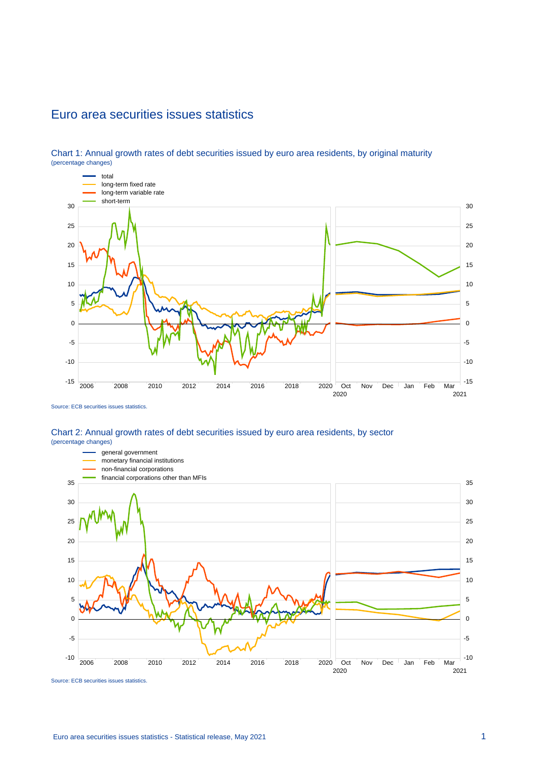# Euro area securities issues statistics

## Chart 1: Annual growth rates of debt securities issued by euro area residents, by original maturity

(percentage changes)

- total
- long-term fixed rate
- long-term variable rate
- short-term

Source: ECB securities issues statistics.

## Chart 2: Annual growth rates of debt securities issued by euro area residents, by sector

(percentage changes)

- general government
- monetary financial institutions
- non-financial corporations
- financial corporations other than MFIs

Source: ECB securities issues statistics.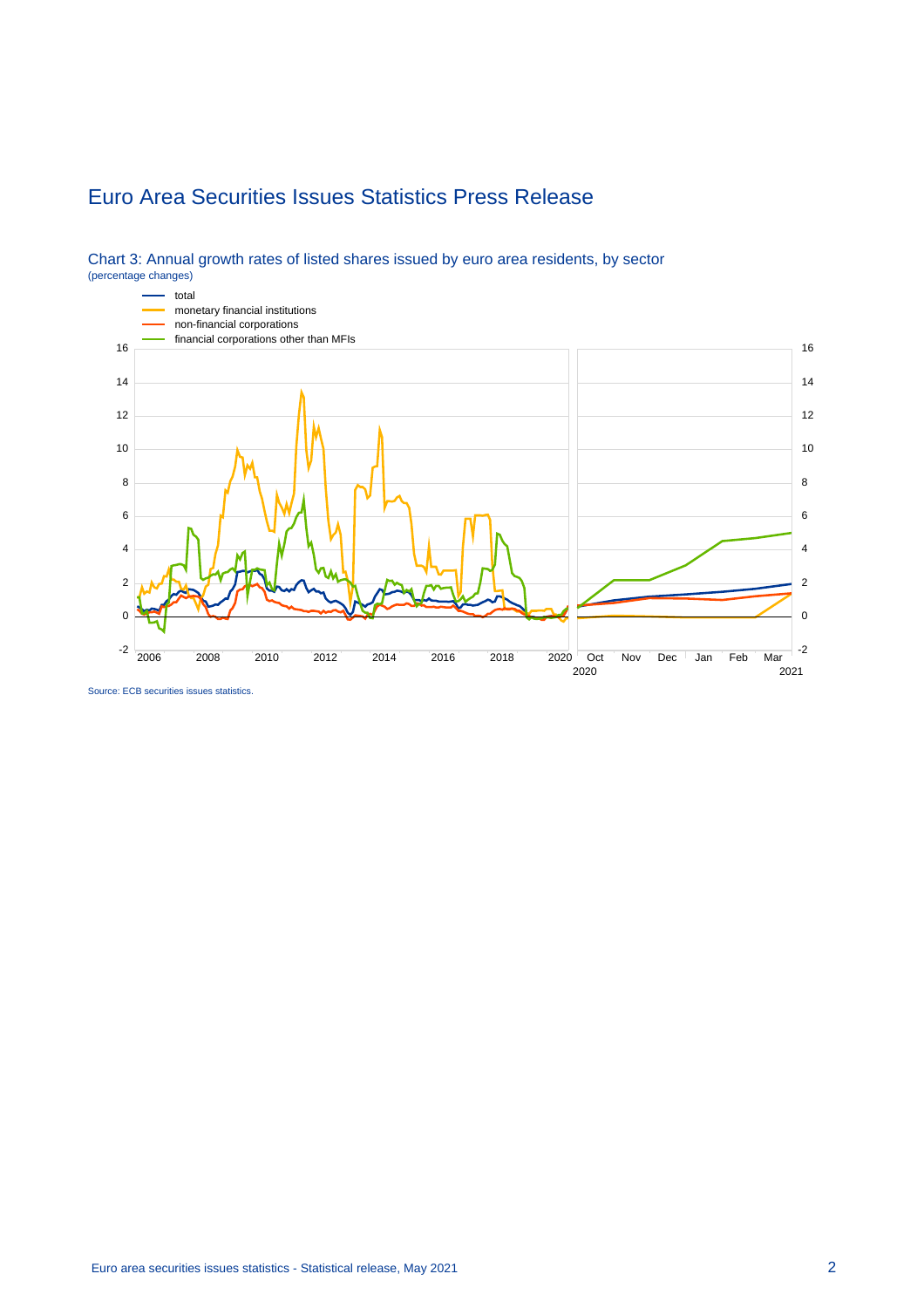# Euro Area Securities Issues Statistics Press Release

Chart 3: Annual growth rates of listed shares issued by euro area residents, by sector
(percentage changes)

total
monetary financial institutions
non-financial corporations
financial corporations other than MFIs

16
14
12
10
8
6
4
2
0
-2

2006 2008 2010 2012 2014 2016 2018 2020

Oct Nov Dec Jan Feb Mar
2020 2021

Source: ECB securities issues statistics.